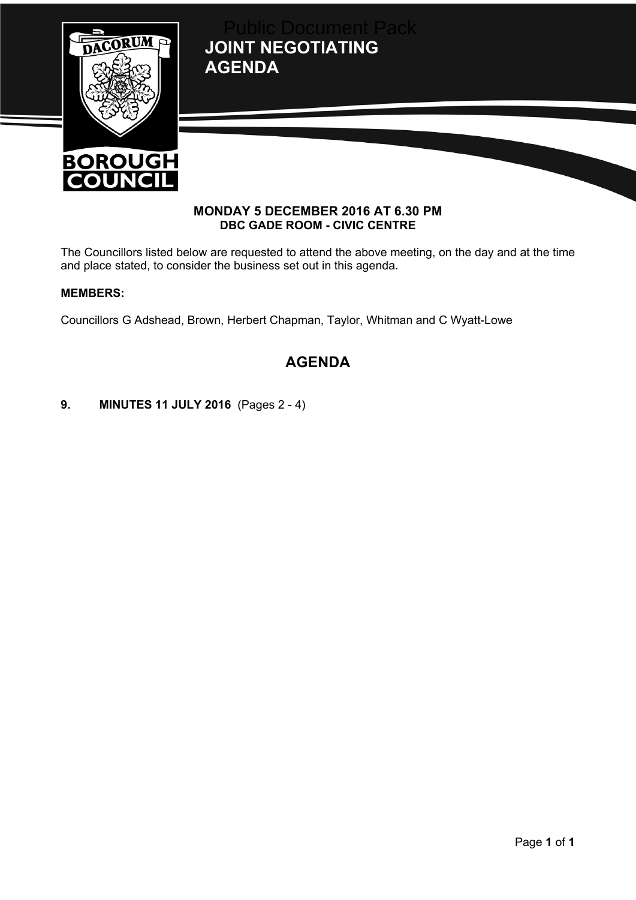Public Document Pack

# JOINT NEGOTIATING AGENDA

**MONDAY 5 DECEMBER 2016 AT 6.30 PM**
**DBC GADE ROOM - CIVIC CENTRE**

The Councillors listed below are requested to attend the above meeting, on the day and at the time and place stated, to consider the business set out in this agenda.

**MEMBERS:**

Councillors G Adshead, Brown, Herbert Chapman, Taylor, Whitman and C Wyatt-Lowe

## AGENDA

**9. MINUTES 11 JULY 2016** (Pages 2 - 4)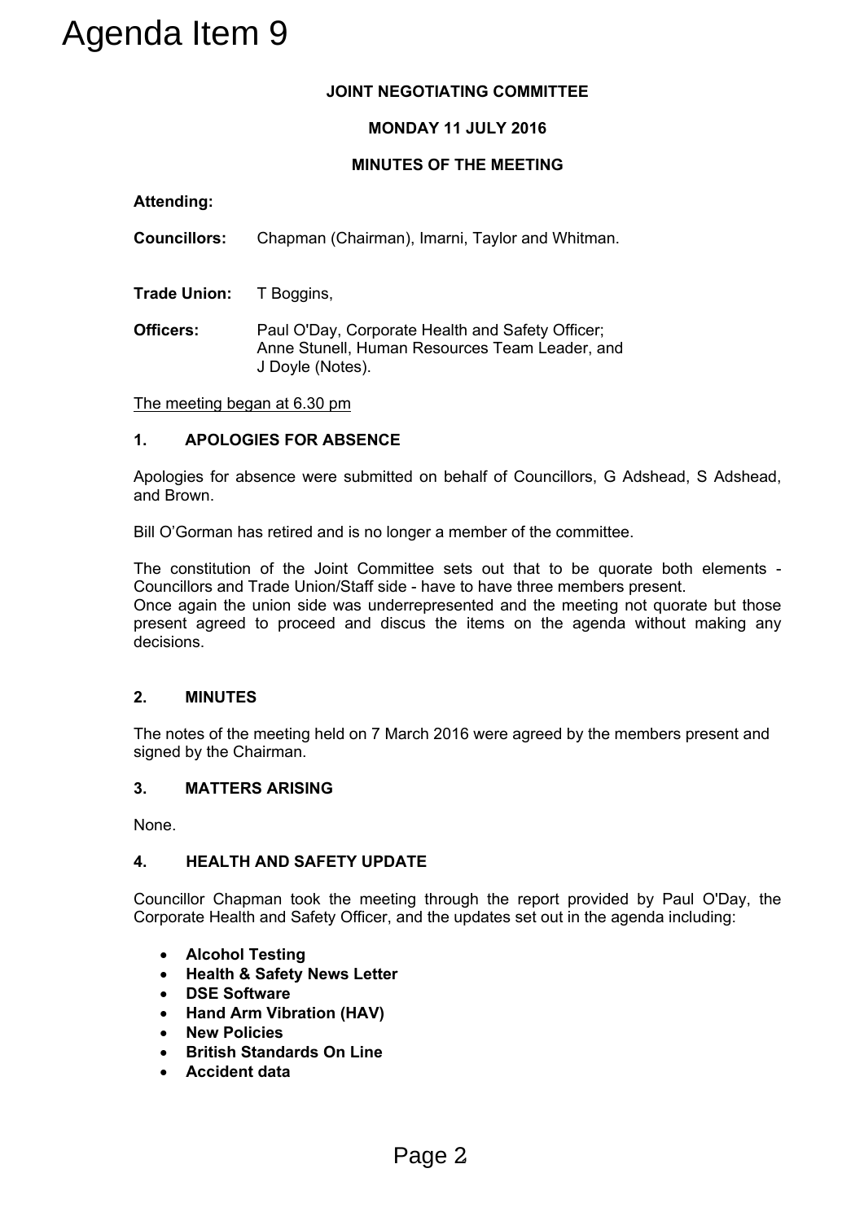# Agenda Item 9

**JOINT NEGOTIATING COMMITTEE**

**MONDAY 11 JULY 2016**

**MINUTES OF THE MEETING**

**Attending:**

**Councillors:** Chapman (Chairman), Imarni, Taylor and Whitman.

**Trade Union:** T Boggins,

**Officers:** Paul O'Day, Corporate Health and Safety Officer;
Anne Stunell, Human Resources Team Leader, and
J Doyle (Notes).

The meeting began at 6.30 pm

## 1. APOLOGIES FOR ABSENCE

Apologies for absence were submitted on behalf of Councillors, G Adshead, S Adshead, and Brown.

Bill O'Gorman has retired and is no longer a member of the committee.

The constitution of the Joint Committee sets out that to be quorate both elements - Councillors and Trade Union/Staff side - have to have three members present.
Once again the union side was underrepresented and the meeting not quorate but those present agreed to proceed and discus the items on the agenda without making any decisions.

## 2. MINUTES

The notes of the meeting held on 7 March 2016 were agreed by the members present and signed by the Chairman.

## 3. MATTERS ARISING

None.

## 4. HEALTH AND SAFETY UPDATE

Councillor Chapman took the meeting through the report provided by Paul O'Day, the Corporate Health and Safety Officer, and the updates set out in the agenda including:

- **Alcohol Testing**
- **Health & Safety News Letter**
- **DSE Software**
- **Hand Arm Vibration (HAV)**
- **New Policies**
- **British Standards On Line**
- **Accident data**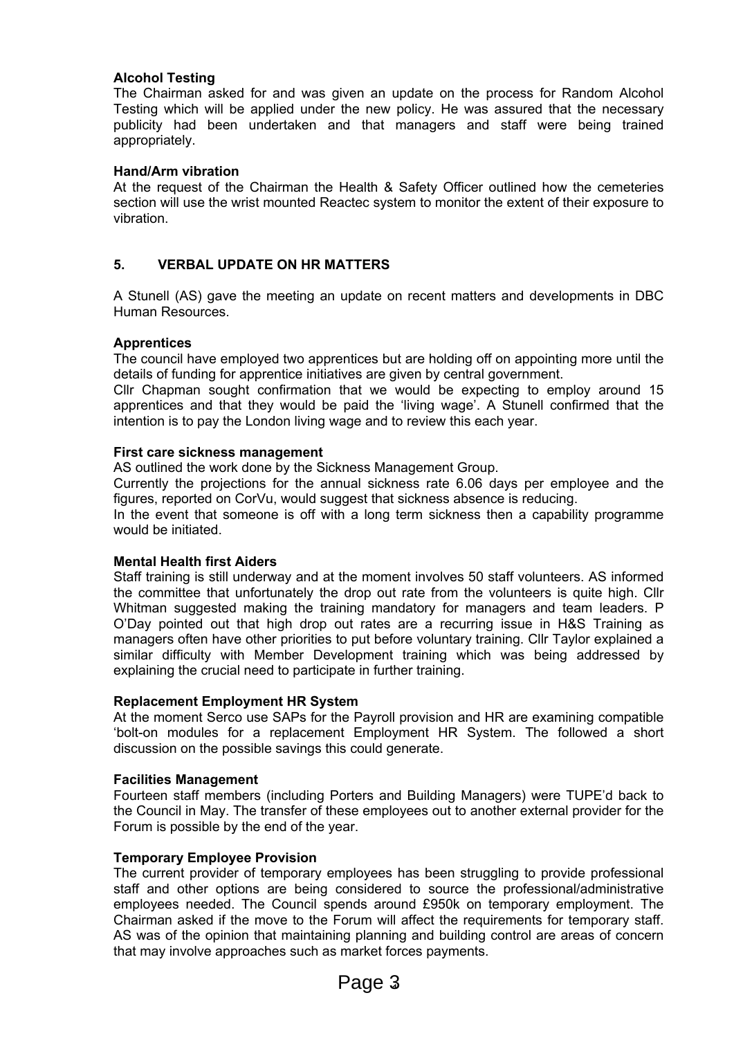**Alcohol Testing**
The Chairman asked for and was given an update on the process for Random Alcohol Testing which will be applied under the new policy. He was assured that the necessary publicity had been undertaken and that managers and staff were being trained appropriately.

**Hand/Arm vibration**
At the request of the Chairman the Health & Safety Officer outlined how the cemeteries section will use the wrist mounted Reactec system to monitor the extent of their exposure to vibration.

## 5. VERBAL UPDATE ON HR MATTERS

A Stunell (AS) gave the meeting an update on recent matters and developments in DBC Human Resources.

**Apprentices**
The council have employed two apprentices but are holding off on appointing more until the details of funding for apprentice initiatives are given by central government.
Cllr Chapman sought confirmation that we would be expecting to employ around 15 apprentices and that they would be paid the 'living wage'. A Stunell confirmed that the intention is to pay the London living wage and to review this each year.

**First care sickness management**
AS outlined the work done by the Sickness Management Group.
Currently the projections for the annual sickness rate 6.06 days per employee and the figures, reported on CorVu, would suggest that sickness absence is reducing.
In the event that someone is off with a long term sickness then a capability programme would be initiated.

**Mental Health first Aiders**
Staff training is still underway and at the moment involves 50 staff volunteers. AS informed the committee that unfortunately the drop out rate from the volunteers is quite high. Cllr Whitman suggested making the training mandatory for managers and team leaders. P O'Day pointed out that high drop out rates are a recurring issue in H&S Training as managers often have other priorities to put before voluntary training. Cllr Taylor explained a similar difficulty with Member Development training which was being addressed by explaining the crucial need to participate in further training.

**Replacement Employment HR System**
At the moment Serco use SAPs for the Payroll provision and HR are examining compatible 'bolt-on modules for a replacement Employment HR System. The followed a short discussion on the possible savings this could generate.

**Facilities Management**
Fourteen staff members (including Porters and Building Managers) were TUPE'd back to the Council in May. The transfer of these employees out to another external provider for the Forum is possible by the end of the year.

**Temporary Employee Provision**
The current provider of temporary employees has been struggling to provide professional staff and other options are being considered to source the professional/administrative employees needed. The Council spends around £950k on temporary employment. The Chairman asked if the move to the Forum will affect the requirements for temporary staff. AS was of the opinion that maintaining planning and building control are areas of concern that may involve approaches such as market forces payments.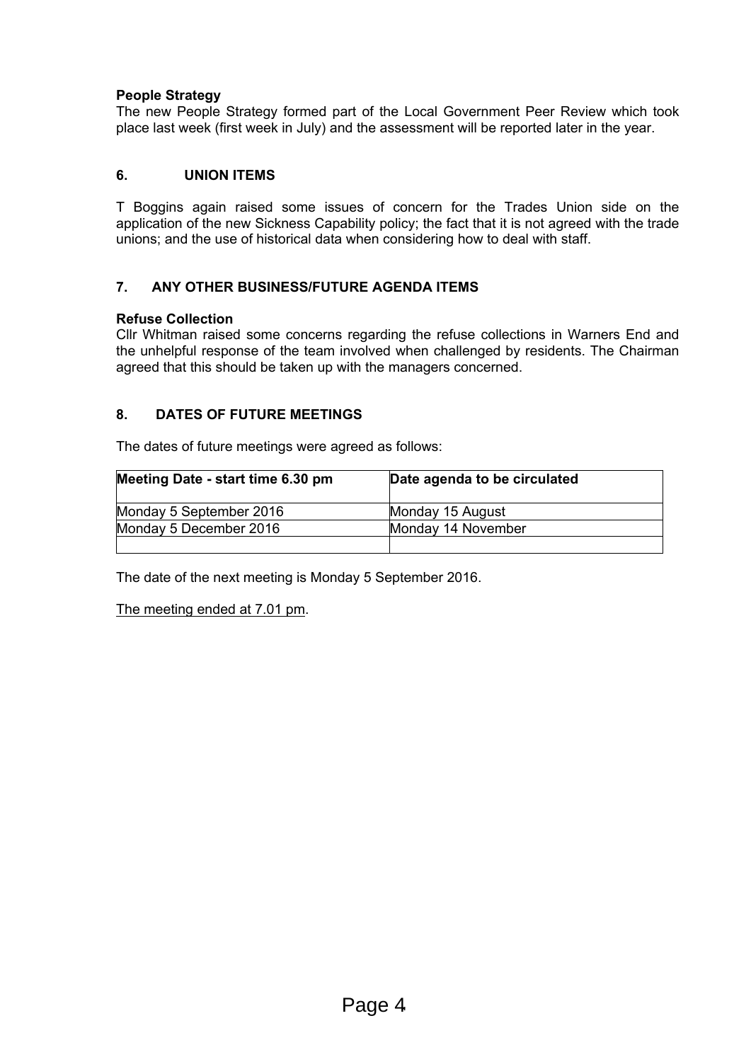**People Strategy**
The new People Strategy formed part of the Local Government Peer Review which took place last week (first week in July) and the assessment will be reported later in the year.

## 6. UNION ITEMS

T Boggins again raised some issues of concern for the Trades Union side on the application of the new Sickness Capability policy; the fact that it is not agreed with the trade unions; and the use of historical data when considering how to deal with staff.

## 7. ANY OTHER BUSINESS/FUTURE AGENDA ITEMS

**Refuse Collection**
Cllr Whitman raised some concerns regarding the refuse collections in Warners End and the unhelpful response of the team involved when challenged by residents. The Chairman agreed that this should be taken up with the managers concerned.

## 8. DATES OF FUTURE MEETINGS

The dates of future meetings were agreed as follows:

| **Meeting Date - start time 6.30 pm** | **Date agenda to be circulated** |
|---|---|
| Monday 5 September 2016 | Monday 15 August |
| Monday 5 December 2016 | Monday 14 November |
| | |

The date of the next meeting is Monday 5 September 2016.

The meeting ended at 7.01 pm.